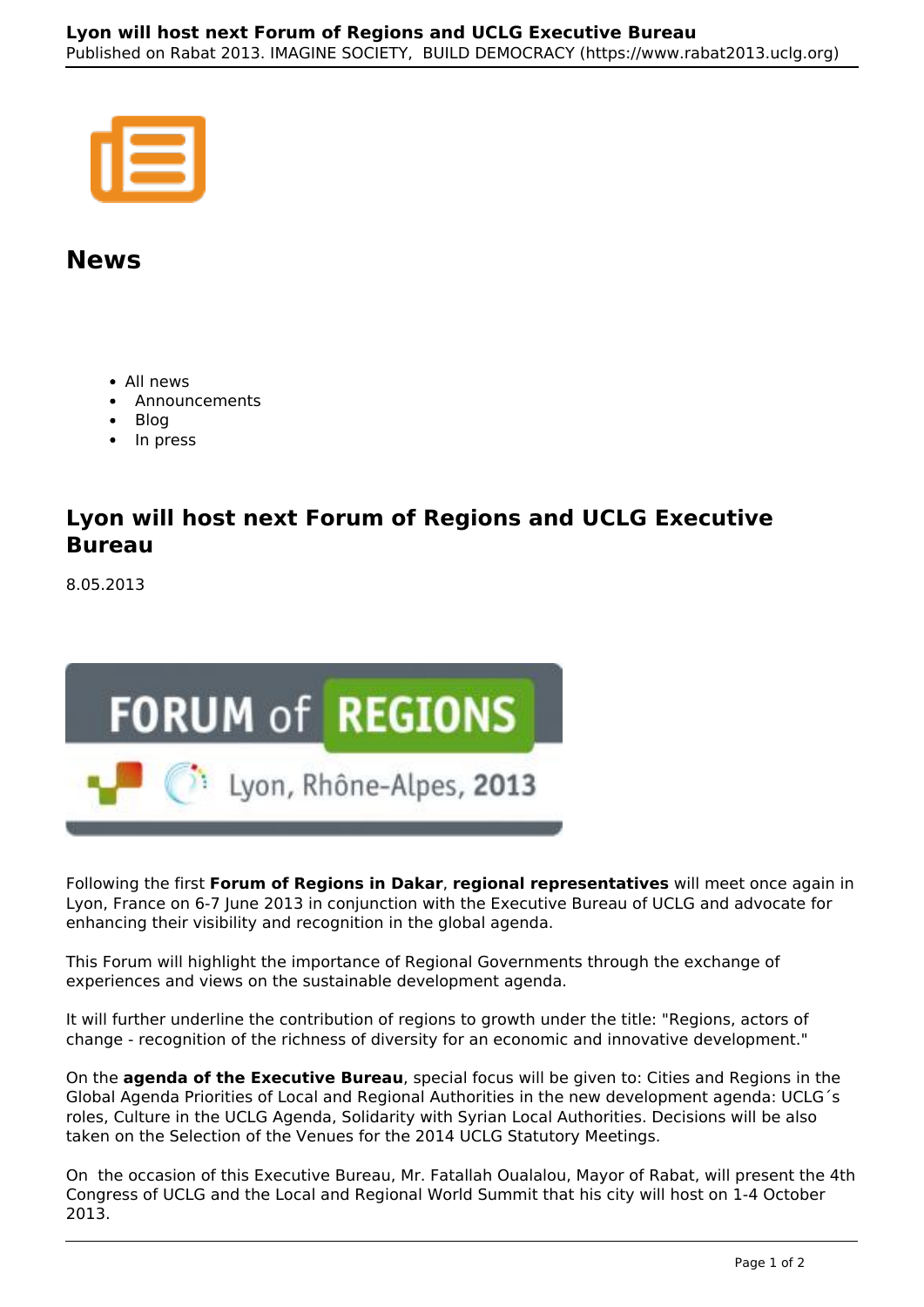## News

- All news
- Announcements
- Blog
- In press

## Lyon will host next Forum of Regions and UCLG Executive Bureau

8.05.2013

Following the first **Forum of Regions in Dakar**, **regional representatives** will meet once again in Lyon, France on 6-7 June 2013 in conjunction with the Executive Bureau of UCLG and advocate for enhancing their visibility and recognition in the global agenda.

This Forum will highlight the importance of Regional Governments through the exchange of experiences and views on the sustainable development agenda.

It will further underline the contribution of regions to growth under the title: "Regions, actors of change - recognition of the richness of diversity for an economic and innovative development."

On the **agenda of the Executive Bureau**, special focus will be given to: Cities and Regions in the Global Agenda Priorities of Local and Regional Authorities in the new development agenda: UCLG´s roles, Culture in the UCLG Agenda, Solidarity with Syrian Local Authorities. Decisions will be also taken on the Selection of the Venues for the 2014 UCLG Statutory Meetings.

On the occasion of this Executive Bureau, Mr. Fatallah Oualalou, Mayor of Rabat, will present the 4th Congress of UCLG and the Local and Regional World Summit that his city will host on 1-4 October 2013.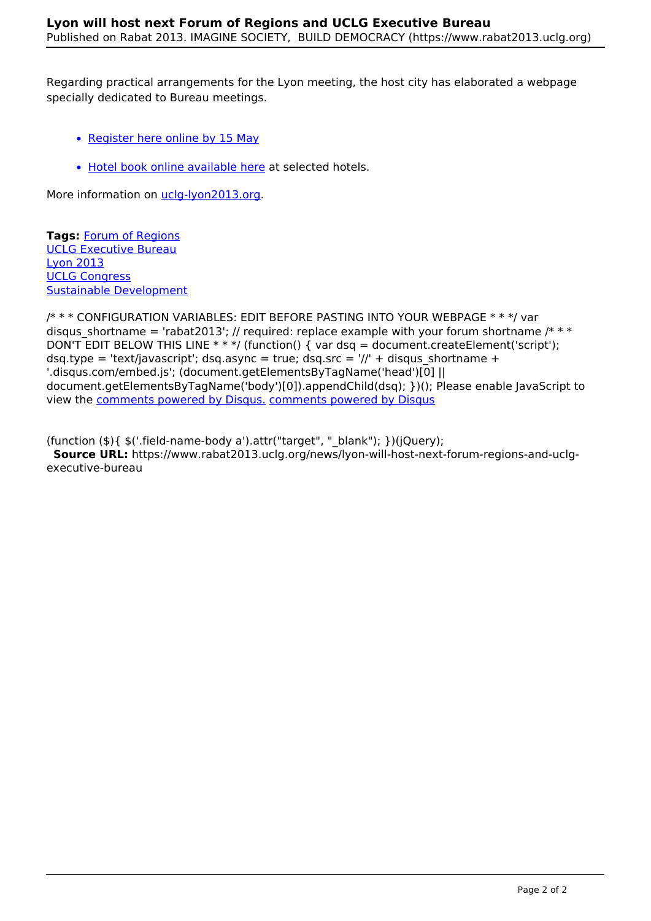Regarding practical arrangements for the Lyon meeting, the host city has elaborated a webpage specially dedicated to Bureau meetings.

- Register here online by 15 May
- Hotel book online available here at selected hotels.

More information on uclg-lyon2013.org.

**Tags:** Forum of Regions
UCLG Executive Bureau
Lyon 2013
UCLG Congress
Sustainable Development

/* * * CONFIGURATION VARIABLES: EDIT BEFORE PASTING INTO YOUR WEBPAGE * * */ var disqus_shortname = 'rabat2013'; // required: replace example with your forum shortname /* * * DON'T EDIT BELOW THIS LINE * * */ (function() { var dsq = document.createElement('script'); dsq.type = 'text/javascript'; dsq.async = true; dsq.src = '//' + disqus_shortname + '.disqus.com/embed.js'; (document.getElementsByTagName('head')[0] || document.getElementsByTagName('body')[0]).appendChild(dsq); })(); Please enable JavaScript to view the comments powered by Disqus. comments powered by Disqus

(function ($){ $('.field-name-body a').attr("target", "_blank"); })(jQuery);
**Source URL:** https://www.rabat2013.uclg.org/news/lyon-will-host-next-forum-regions-and-uclg-executive-bureau